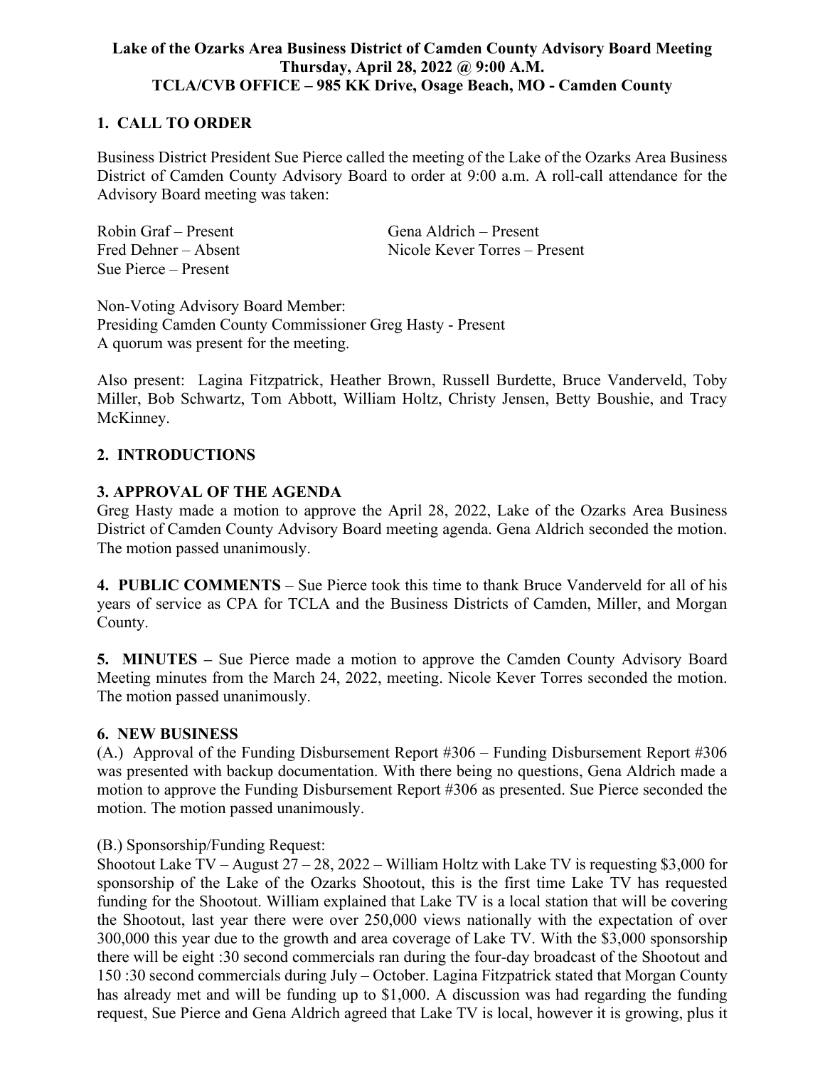**Lake of the Ozarks Area Business District of Camden County Advisory Board Meeting**
**Thursday, April 28, 2022 @ 9:00 A.M.**
**TCLA/CVB OFFICE – 985 KK Drive, Osage Beach, MO - Camden County**

## 1. CALL TO ORDER

Business District President Sue Pierce called the meeting of the Lake of the Ozarks Area Business District of Camden County Advisory Board to order at 9:00 a.m. A roll-call attendance for the Advisory Board meeting was taken:

Robin Graf – Present
Fred Dehner – Absent
Sue Pierce – Present
Gena Aldrich – Present
Nicole Kever Torres – Present

Non-Voting Advisory Board Member:
Presiding Camden County Commissioner Greg Hasty - Present
A quorum was present for the meeting.

Also present: Lagina Fitzpatrick, Heather Brown, Russell Burdette, Bruce Vanderveld, Toby Miller, Bob Schwartz, Tom Abbott, William Holtz, Christy Jensen, Betty Boushie, and Tracy McKinney.

## 2. INTRODUCTIONS

## 3. APPROVAL OF THE AGENDA

Greg Hasty made a motion to approve the April 28, 2022, Lake of the Ozarks Area Business District of Camden County Advisory Board meeting agenda. Gena Aldrich seconded the motion. The motion passed unanimously.

**4. PUBLIC COMMENTS** – Sue Pierce took this time to thank Bruce Vanderveld for all of his years of service as CPA for TCLA and the Business Districts of Camden, Miller, and Morgan County.

**5. MINUTES –** Sue Pierce made a motion to approve the Camden County Advisory Board Meeting minutes from the March 24, 2022, meeting. Nicole Kever Torres seconded the motion. The motion passed unanimously.

## 6. NEW BUSINESS

(A.) Approval of the Funding Disbursement Report #306 – Funding Disbursement Report #306 was presented with backup documentation. With there being no questions, Gena Aldrich made a motion to approve the Funding Disbursement Report #306 as presented. Sue Pierce seconded the motion. The motion passed unanimously.

(B.) Sponsorship/Funding Request:

Shootout Lake TV – August 27 – 28, 2022 – William Holtz with Lake TV is requesting $3,000 for sponsorship of the Lake of the Ozarks Shootout, this is the first time Lake TV has requested funding for the Shootout. William explained that Lake TV is a local station that will be covering the Shootout, last year there were over 250,000 views nationally with the expectation of over 300,000 this year due to the growth and area coverage of Lake TV. With the $3,000 sponsorship there will be eight :30 second commercials ran during the four-day broadcast of the Shootout and 150 :30 second commercials during July – October. Lagina Fitzpatrick stated that Morgan County has already met and will be funding up to $1,000. A discussion was had regarding the funding request, Sue Pierce and Gena Aldrich agreed that Lake TV is local, however it is growing, plus it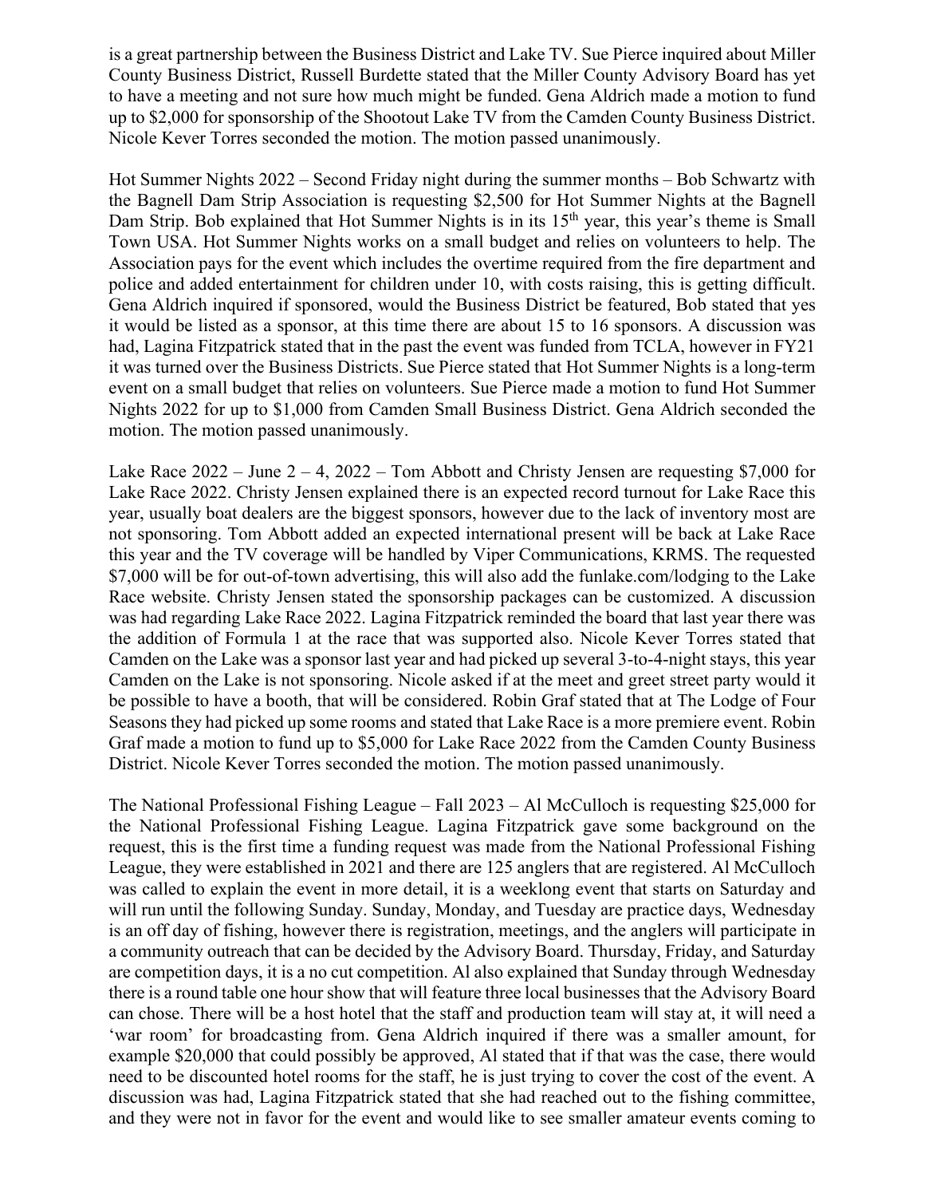is a great partnership between the Business District and Lake TV. Sue Pierce inquired about Miller County Business District, Russell Burdette stated that the Miller County Advisory Board has yet to have a meeting and not sure how much might be funded. Gena Aldrich made a motion to fund up to $2,000 for sponsorship of the Shootout Lake TV from the Camden County Business District. Nicole Kever Torres seconded the motion. The motion passed unanimously.

Hot Summer Nights 2022 – Second Friday night during the summer months – Bob Schwartz with the Bagnell Dam Strip Association is requesting $2,500 for Hot Summer Nights at the Bagnell Dam Strip. Bob explained that Hot Summer Nights is in its 15th year, this year's theme is Small Town USA. Hot Summer Nights works on a small budget and relies on volunteers to help. The Association pays for the event which includes the overtime required from the fire department and police and added entertainment for children under 10, with costs raising, this is getting difficult. Gena Aldrich inquired if sponsored, would the Business District be featured, Bob stated that yes it would be listed as a sponsor, at this time there are about 15 to 16 sponsors. A discussion was had, Lagina Fitzpatrick stated that in the past the event was funded from TCLA, however in FY21 it was turned over the Business Districts. Sue Pierce stated that Hot Summer Nights is a long-term event on a small budget that relies on volunteers. Sue Pierce made a motion to fund Hot Summer Nights 2022 for up to $1,000 from Camden Small Business District. Gena Aldrich seconded the motion. The motion passed unanimously.

Lake Race 2022 – June 2 – 4, 2022 – Tom Abbott and Christy Jensen are requesting $7,000 for Lake Race 2022. Christy Jensen explained there is an expected record turnout for Lake Race this year, usually boat dealers are the biggest sponsors, however due to the lack of inventory most are not sponsoring. Tom Abbott added an expected international present will be back at Lake Race this year and the TV coverage will be handled by Viper Communications, KRMS. The requested $7,000 will be for out-of-town advertising, this will also add the funlake.com/lodging to the Lake Race website. Christy Jensen stated the sponsorship packages can be customized. A discussion was had regarding Lake Race 2022. Lagina Fitzpatrick reminded the board that last year there was the addition of Formula 1 at the race that was supported also. Nicole Kever Torres stated that Camden on the Lake was a sponsor last year and had picked up several 3-to-4-night stays, this year Camden on the Lake is not sponsoring. Nicole asked if at the meet and greet street party would it be possible to have a booth, that will be considered. Robin Graf stated that at The Lodge of Four Seasons they had picked up some rooms and stated that Lake Race is a more premiere event. Robin Graf made a motion to fund up to $5,000 for Lake Race 2022 from the Camden County Business District. Nicole Kever Torres seconded the motion. The motion passed unanimously.

The National Professional Fishing League – Fall 2023 – Al McCulloch is requesting $25,000 for the National Professional Fishing League. Lagina Fitzpatrick gave some background on the request, this is the first time a funding request was made from the National Professional Fishing League, they were established in 2021 and there are 125 anglers that are registered. Al McCulloch was called to explain the event in more detail, it is a weeklong event that starts on Saturday and will run until the following Sunday. Sunday, Monday, and Tuesday are practice days, Wednesday is an off day of fishing, however there is registration, meetings, and the anglers will participate in a community outreach that can be decided by the Advisory Board. Thursday, Friday, and Saturday are competition days, it is a no cut competition. Al also explained that Sunday through Wednesday there is a round table one hour show that will feature three local businesses that the Advisory Board can chose. There will be a host hotel that the staff and production team will stay at, it will need a 'war room' for broadcasting from. Gena Aldrich inquired if there was a smaller amount, for example $20,000 that could possibly be approved, Al stated that if that was the case, there would need to be discounted hotel rooms for the staff, he is just trying to cover the cost of the event. A discussion was had, Lagina Fitzpatrick stated that she had reached out to the fishing committee, and they were not in favor for the event and would like to see smaller amateur events coming to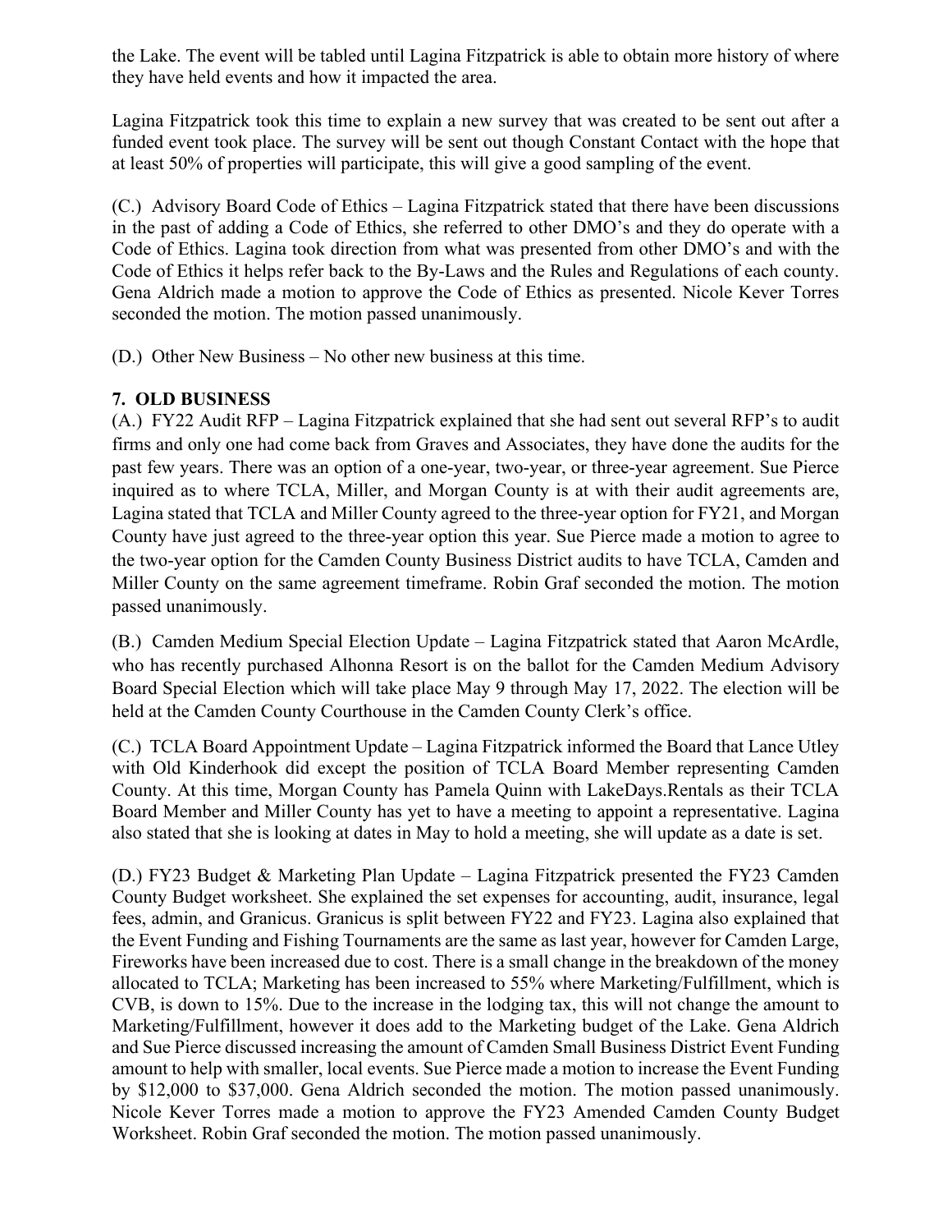the Lake. The event will be tabled until Lagina Fitzpatrick is able to obtain more history of where they have held events and how it impacted the area.

Lagina Fitzpatrick took this time to explain a new survey that was created to be sent out after a funded event took place. The survey will be sent out though Constant Contact with the hope that at least 50% of properties will participate, this will give a good sampling of the event.

(C.) Advisory Board Code of Ethics – Lagina Fitzpatrick stated that there have been discussions in the past of adding a Code of Ethics, she referred to other DMO's and they do operate with a Code of Ethics. Lagina took direction from what was presented from other DMO's and with the Code of Ethics it helps refer back to the By-Laws and the Rules and Regulations of each county. Gena Aldrich made a motion to approve the Code of Ethics as presented. Nicole Kever Torres seconded the motion. The motion passed unanimously.

(D.) Other New Business – No other new business at this time.

**7. OLD BUSINESS**

(A.) FY22 Audit RFP – Lagina Fitzpatrick explained that she had sent out several RFP's to audit firms and only one had come back from Graves and Associates, they have done the audits for the past few years. There was an option of a one-year, two-year, or three-year agreement. Sue Pierce inquired as to where TCLA, Miller, and Morgan County is at with their audit agreements are, Lagina stated that TCLA and Miller County agreed to the three-year option for FY21, and Morgan County have just agreed to the three-year option this year. Sue Pierce made a motion to agree to the two-year option for the Camden County Business District audits to have TCLA, Camden and Miller County on the same agreement timeframe. Robin Graf seconded the motion. The motion passed unanimously.

(B.) Camden Medium Special Election Update – Lagina Fitzpatrick stated that Aaron McArdle, who has recently purchased Alhonna Resort is on the ballot for the Camden Medium Advisory Board Special Election which will take place May 9 through May 17, 2022. The election will be held at the Camden County Courthouse in the Camden County Clerk's office.

(C.) TCLA Board Appointment Update – Lagina Fitzpatrick informed the Board that Lance Utley with Old Kinderhook did except the position of TCLA Board Member representing Camden County. At this time, Morgan County has Pamela Quinn with LakeDays.Rentals as their TCLA Board Member and Miller County has yet to have a meeting to appoint a representative. Lagina also stated that she is looking at dates in May to hold a meeting, she will update as a date is set.

(D.) FY23 Budget & Marketing Plan Update – Lagina Fitzpatrick presented the FY23 Camden County Budget worksheet. She explained the set expenses for accounting, audit, insurance, legal fees, admin, and Granicus. Granicus is split between FY22 and FY23. Lagina also explained that the Event Funding and Fishing Tournaments are the same as last year, however for Camden Large, Fireworks have been increased due to cost. There is a small change in the breakdown of the money allocated to TCLA; Marketing has been increased to 55% where Marketing/Fulfillment, which is CVB, is down to 15%. Due to the increase in the lodging tax, this will not change the amount to Marketing/Fulfillment, however it does add to the Marketing budget of the Lake. Gena Aldrich and Sue Pierce discussed increasing the amount of Camden Small Business District Event Funding amount to help with smaller, local events. Sue Pierce made a motion to increase the Event Funding by $12,000 to $37,000. Gena Aldrich seconded the motion. The motion passed unanimously. Nicole Kever Torres made a motion to approve the FY23 Amended Camden County Budget Worksheet. Robin Graf seconded the motion. The motion passed unanimously.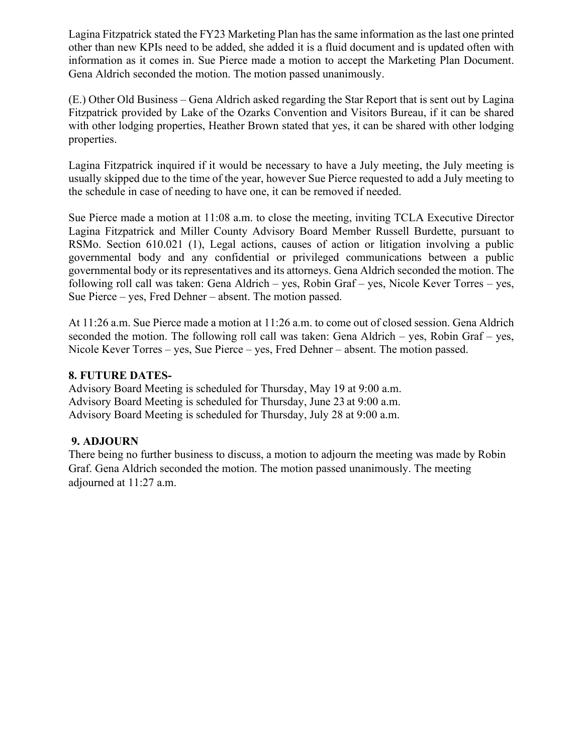Lagina Fitzpatrick stated the FY23 Marketing Plan has the same information as the last one printed other than new KPIs need to be added, she added it is a fluid document and is updated often with information as it comes in. Sue Pierce made a motion to accept the Marketing Plan Document. Gena Aldrich seconded the motion. The motion passed unanimously.

(E.) Other Old Business – Gena Aldrich asked regarding the Star Report that is sent out by Lagina Fitzpatrick provided by Lake of the Ozarks Convention and Visitors Bureau, if it can be shared with other lodging properties, Heather Brown stated that yes, it can be shared with other lodging properties.

Lagina Fitzpatrick inquired if it would be necessary to have a July meeting, the July meeting is usually skipped due to the time of the year, however Sue Pierce requested to add a July meeting to the schedule in case of needing to have one, it can be removed if needed.

Sue Pierce made a motion at 11:08 a.m. to close the meeting, inviting TCLA Executive Director Lagina Fitzpatrick and Miller County Advisory Board Member Russell Burdette, pursuant to RSMo. Section 610.021 (1), Legal actions, causes of action or litigation involving a public governmental body and any confidential or privileged communications between a public governmental body or its representatives and its attorneys. Gena Aldrich seconded the motion. The following roll call was taken: Gena Aldrich – yes, Robin Graf – yes, Nicole Kever Torres – yes, Sue Pierce – yes, Fred Dehner – absent. The motion passed.

At 11:26 a.m. Sue Pierce made a motion at 11:26 a.m. to come out of closed session. Gena Aldrich seconded the motion. The following roll call was taken: Gena Aldrich – yes, Robin Graf – yes, Nicole Kever Torres – yes, Sue Pierce – yes, Fred Dehner – absent. The motion passed.

**8. FUTURE DATES-**

Advisory Board Meeting is scheduled for Thursday, May 19 at 9:00 a.m.
Advisory Board Meeting is scheduled for Thursday, June 23 at 9:00 a.m.
Advisory Board Meeting is scheduled for Thursday, July 28 at 9:00 a.m.

**9. ADJOURN**

There being no further business to discuss, a motion to adjourn the meeting was made by Robin Graf. Gena Aldrich seconded the motion. The motion passed unanimously. The meeting adjourned at 11:27 a.m.